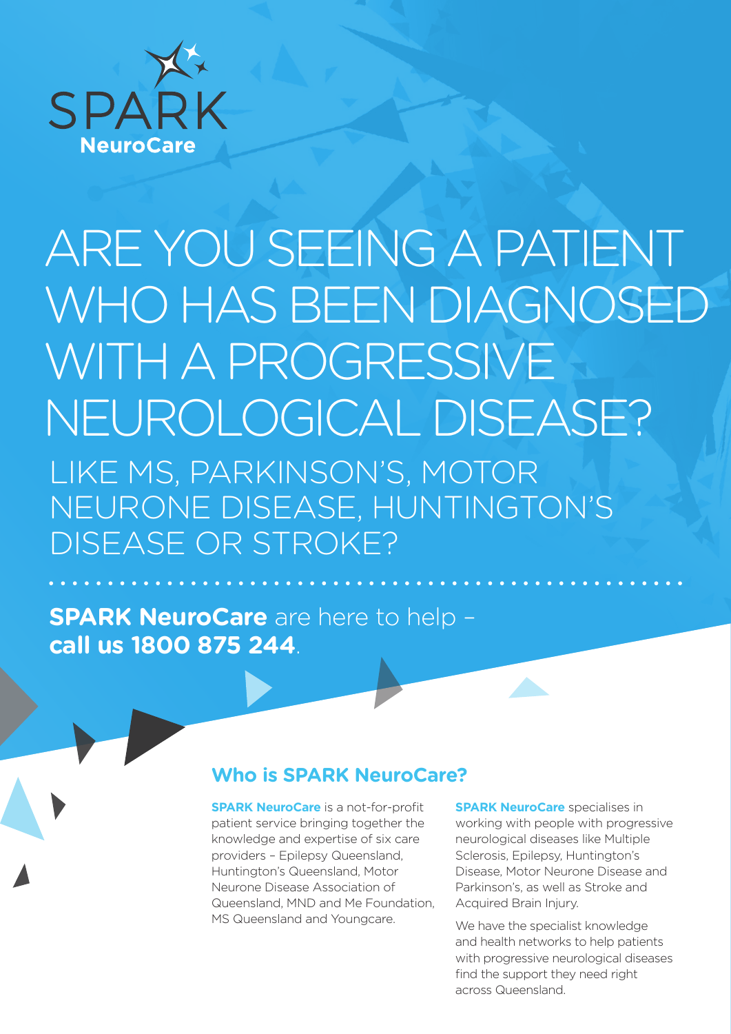SPARK

NeuroCare

# ARE YOU SEEING A PATIENT WHO HAS BEEN DIAGNOSED WITH A PROGRESSIVE NEUROLOGICAL DISEASE?

## LIKE MS, PARKINSON'S, MOTOR NEURONE DISEASE, HUNTINGTON'S DISEASE OR STROKE?

**SPARK NeuroCare** are here to help – **call us 1800 875 244**.

## Who is SPARK NeuroCare?

**SPARK NeuroCare** is a not-for-profit patient service bringing together the knowledge and expertise of six care providers – Epilepsy Queensland, Huntington's Queensland, Motor Neurone Disease Association of Queensland, MND and Me Foundation, MS Queensland and Youngcare.

**SPARK NeuroCare** specialises in working with people with progressive neurological diseases like Multiple Sclerosis, Epilepsy, Huntington's Disease, Motor Neurone Disease and Parkinson's, as well as Stroke and Acquired Brain Injury.

We have the specialist knowledge and health networks to help patients with progressive neurological diseases find the support they need right across Queensland.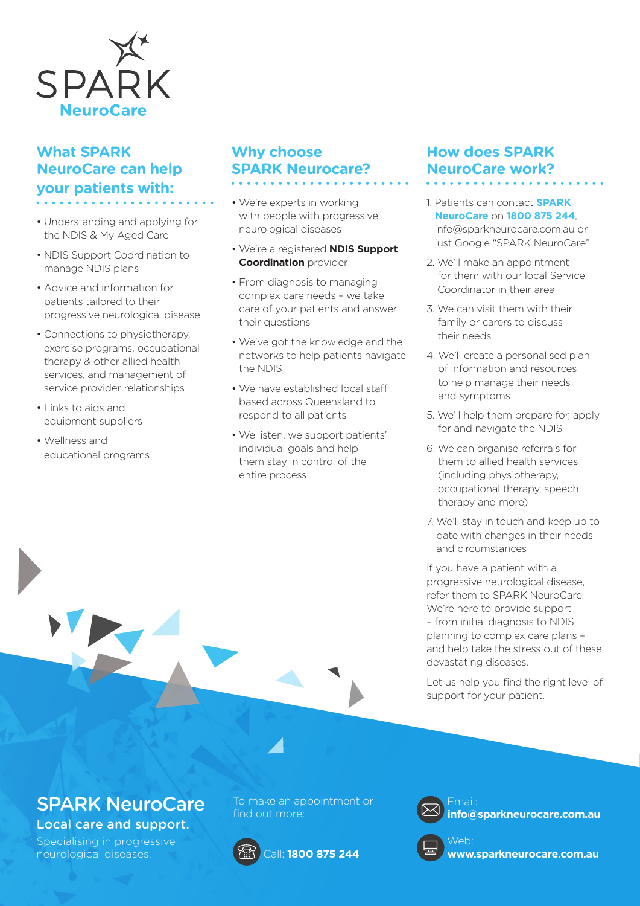SPARK
NeuroCare

## What SPARK NeuroCare can help your patients with:

- Understanding and applying for the NDIS & My Aged Care
- NDIS Support Coordination to manage NDIS plans
- Advice and information for patients tailored to their progressive neurological disease
- Connections to physiotherapy, exercise programs, occupational therapy & other allied health services, and management of service provider relationships
- Links to aids and equipment suppliers
- Wellness and educational programs

## Why choose SPARK Neurocare?

- We're experts in working with people with progressive neurological diseases
- We're a registered **NDIS Support Coordination** provider
- From diagnosis to managing complex care needs – we take care of your patients and answer their questions
- We've got the knowledge and the networks to help patients navigate the NDIS
- We have established local staff based across Queensland to respond to all patients
- We listen, we support patients' individual goals and help them stay in control of the entire process

## How does SPARK NeuroCare work?

1. Patients can contact **SPARK NeuroCare** on **1800 875 244**, info@sparkneurocare.com.au or just Google "SPARK NeuroCare"
2. We'll make an appointment for them with our local Service Coordinator in their area
3. We can visit them with their family or carers to discuss their needs
4. We'll create a personalised plan of information and resources to help manage their needs and symptoms
5. We'll help them prepare for, apply for and navigate the NDIS
6. We can organise referrals for them to allied health services (including physiotherapy, occupational therapy, speech therapy and more)
7. We'll stay in touch and keep up to date with changes in their needs and circumstances

If you have a patient with a progressive neurological disease, refer them to SPARK NeuroCare. We're here to provide support – from initial diagnosis to NDIS planning to complex care plans – and help take the stress out of these devastating diseases.

Let us help you find the right level of support for your patient.

## SPARK NeuroCare

**Local care and support.**

Specialising in progressive neurological diseases.

To make an appointment or find out more:

Call: **1800 875 244**

Email: **info@sparkneurocare.com.au**

Web: **www.sparkneurocare.com.au**